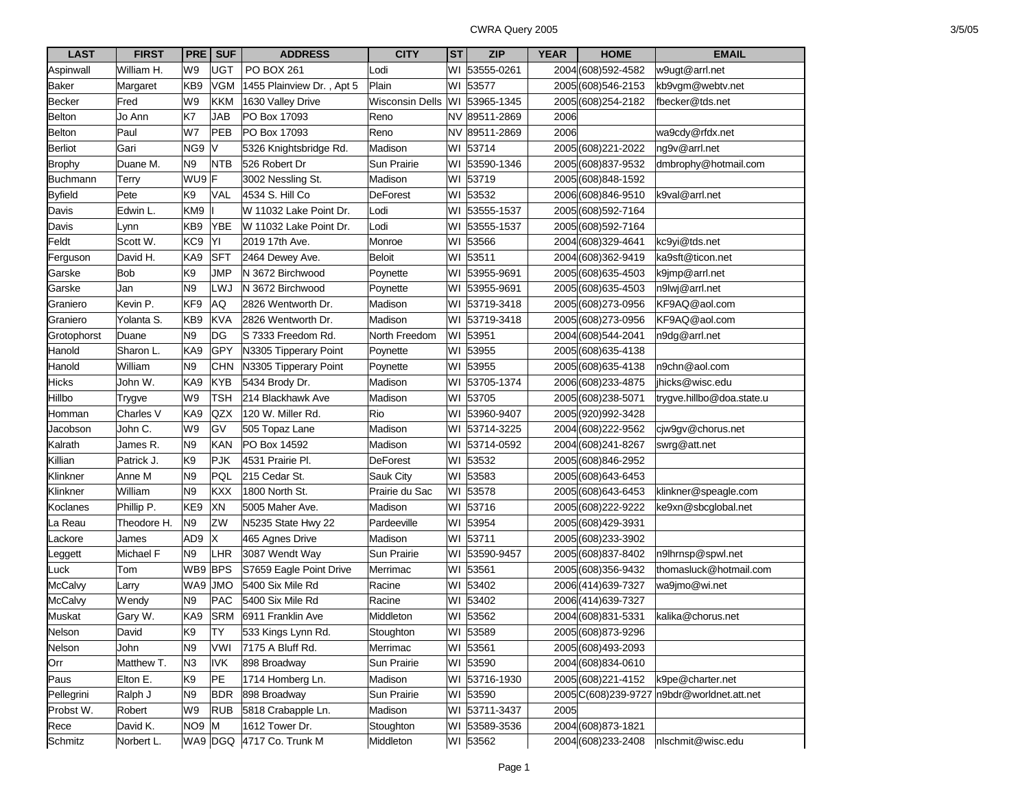| LAST | FIRST | PRE | SUF | ADDRESS | CITY | ST | ZIP | YEAR | HOME | EMAIL |
|---|---|---|---|---|---|---|---|---|---|---|
| Aspinwall | William H. | W9 | UGT | PO BOX 261 | Lodi | WI | 53555-0261 | 2004 | (608)592-4582 | w9ugt@arrl.net |
| Baker | Margaret | KB9 | VGM | 1455 Plainview Dr. , Apt 5 | Plain | WI | 53577 | 2005 | (608)546-2153 | kb9vgm@webtv.net |
| Becker | Fred | W9 | KKM | 1630 Valley Drive | Wisconsin Dells | WI | 53965-1345 | 2005 | (608)254-2182 | fbecker@tds.net |
| Belton | Jo Ann | K7 | JAB | PO Box 17093 | Reno | NV | 89511-2869 | 2006 | | |
| Belton | Paul | W7 | PEB | PO Box 17093 | Reno | NV | 89511-2869 | 2006 | | wa9cdy@rfdx.net |
| Berliot | Gari | NG9 | V | 5326 Knightsbridge Rd. | Madison | WI | 53714 | 2005 | (608)221-2022 | ng9v@arrl.net |
| Brophy | Duane M. | N9 | NTB | 526 Robert Dr | Sun Prairie | WI | 53590-1346 | 2005 | (608)837-9532 | dmbrophy@hotmail.com |
| Buchmann | Terry | WU9 | F | 3002 Nessling St. | Madison | WI | 53719 | 2005 | (608)848-1592 | |
| Byfield | Pete | K9 | VAL | 4534 S. Hill Co | DeForest | WI | 53532 | 2006 | (608)846-9510 | k9val@arrl.net |
| Davis | Edwin L. | KM9 | I | W 11032 Lake Point Dr. | Lodi | WI | 53555-1537 | 2005 | (608)592-7164 | |
| Davis | Lynn | KB9 | YBE | W 11032 Lake Point Dr. | Lodi | WI | 53555-1537 | 2005 | (608)592-7164 | |
| Feldt | Scott W. | KC9 | YI | 2019 17th Ave. | Monroe | WI | 53566 | 2004 | (608)329-4641 | kc9yi@tds.net |
| Ferguson | David H. | KA9 | SFT | 2464 Dewey Ave. | Beloit | WI | 53511 | 2004 | (608)362-9419 | ka9sft@ticon.net |
| Garske | Bob | K9 | JMP | N 3672 Birchwood | Poynette | WI | 53955-9691 | 2005 | (608)635-4503 | k9jmp@arrl.net |
| Garske | Jan | N9 | LWJ | N 3672 Birchwood | Poynette | WI | 53955-9691 | 2005 | (608)635-4503 | n9lwj@arrl.net |
| Graniero | Kevin P. | KF9 | AQ | 2826 Wentworth Dr. | Madison | WI | 53719-3418 | 2005 | (608)273-0956 | KF9AQ@aol.com |
| Graniero | Yolanta S. | KB9 | KVA | 2826 Wentworth Dr. | Madison | WI | 53719-3418 | 2005 | (608)273-0956 | KF9AQ@aol.com |
| Grotophorst | Duane | N9 | DG | S 7333 Freedom Rd. | North Freedom | WI | 53951 | 2004 | (608)544-2041 | n9dg@arrl.net |
| Hanold | Sharon L. | KA9 | GPY | N3305 Tipperary Point | Poynette | WI | 53955 | 2005 | (608)635-4138 | |
| Hanold | William | N9 | CHN | N3305 Tipperary Point | Poynette | WI | 53955 | 2005 | (608)635-4138 | n9chn@aol.com |
| Hicks | John W. | KA9 | KYB | 5434 Brody Dr. | Madison | WI | 53705-1374 | 2006 | (608)233-4875 | jhicks@wisc.edu |
| Hillbo | Trygve | W9 | TSH | 214 Blackhawk Ave | Madison | WI | 53705 | 2005 | (608)238-5071 | trygve.hillbo@doa.state.u |
| Homman | Charles V | KA9 | QZX | 120 W. Miller Rd. | Rio | WI | 53960-9407 | 2005 | (920)992-3428 | |
| Jacobson | John C. | W9 | GV | 505 Topaz Lane | Madison | WI | 53714-3225 | 2004 | (608)222-9562 | cjw9gv@chorus.net |
| Kalrath | James R. | N9 | KAN | PO Box 14592 | Madison | WI | 53714-0592 | 2004 | (608)241-8267 | swrg@att.net |
| Killian | Patrick J. | K9 | PJK | 4531 Prairie Pl. | DeForest | WI | 53532 | 2005 | (608)846-2952 | |
| Klinkner | Anne M | N9 | PQL | 215 Cedar St. | Sauk City | WI | 53583 | 2005 | (608)643-6453 | |
| Klinkner | William | N9 | KXX | 1800 North St. | Prairie du Sac | WI | 53578 | 2005 | (608)643-6453 | klinkner@speagle.com |
| Koclanes | Phillip P. | KE9 | XN | 5005 Maher Ave. | Madison | WI | 53716 | 2005 | (608)222-9222 | ke9xn@sbcglobal.net |
| La Reau | Theodore H. | N9 | ZW | N5235 State Hwy 22 | Pardeeville | WI | 53954 | 2005 | (608)429-3931 | |
| Lackore | James | AD9 | X | 465 Agnes Drive | Madison | WI | 53711 | 2005 | (608)233-3902 | |
| Leggett | Michael F | N9 | LHR | 3087 Wendt Way | Sun Prairie | WI | 53590-9457 | 2005 | (608)837-8402 | n9lhrnsp@spwl.net |
| Luck | Tom | WB9 | BPS | S7659 Eagle Point Drive | Merrimac | WI | 53561 | 2005 | (608)356-9432 | thomasluck@hotmail.com |
| McCalvy | Larry | WA9 | JMO | 5400 Six Mile Rd | Racine | WI | 53402 | 2006 | (414)639-7327 | wa9jmo@wi.net |
| McCalvy | Wendy | N9 | PAC | 5400 Six Mile Rd | Racine | WI | 53402 | 2006 | (414)639-7327 | |
| Muskat | Gary W. | KA9 | SRM | 6911 Franklin Ave | Middleton | WI | 53562 | 2004 | (608)831-5331 | kalika@chorus.net |
| Nelson | David | K9 | TY | 533 Kings Lynn Rd. | Stoughton | WI | 53589 | 2005 | (608)873-9296 | |
| Nelson | John | N9 | VWI | 7175 A Bluff Rd. | Merrimac | WI | 53561 | 2005 | (608)493-2093 | |
| Orr | Matthew T. | N3 | IVK | 898 Broadway | Sun Prairie | WI | 53590 | 2004 | (608)834-0610 | |
| Paus | Elton E. | K9 | PE | 1714 Homberg Ln. | Madison | WI | 53716-1930 | 2005 | (608)221-4152 | k9pe@charter.net |
| Pellegrini | Ralph J | N9 | BDR | 898 Broadway | Sun Prairie | WI | 53590 | 2005 | C(608)239-9727 | n9bdr@worldnet.att.net |
| Probst W. | Robert | W9 | RUB | 5818 Crabapple Ln. | Madison | WI | 53711-3437 | 2005 | | |
| Rece | David K. | NO9 | M | 1612 Tower Dr. | Stoughton | WI | 53589-3536 | 2004 | (608)873-1821 | |
| Schmitz | Norbert L. | WA9 | DGQ | 4717 Co. Trunk M | Middleton | WI | 53562 | 2004 | (608)233-2408 | nlschmit@wisc.edu |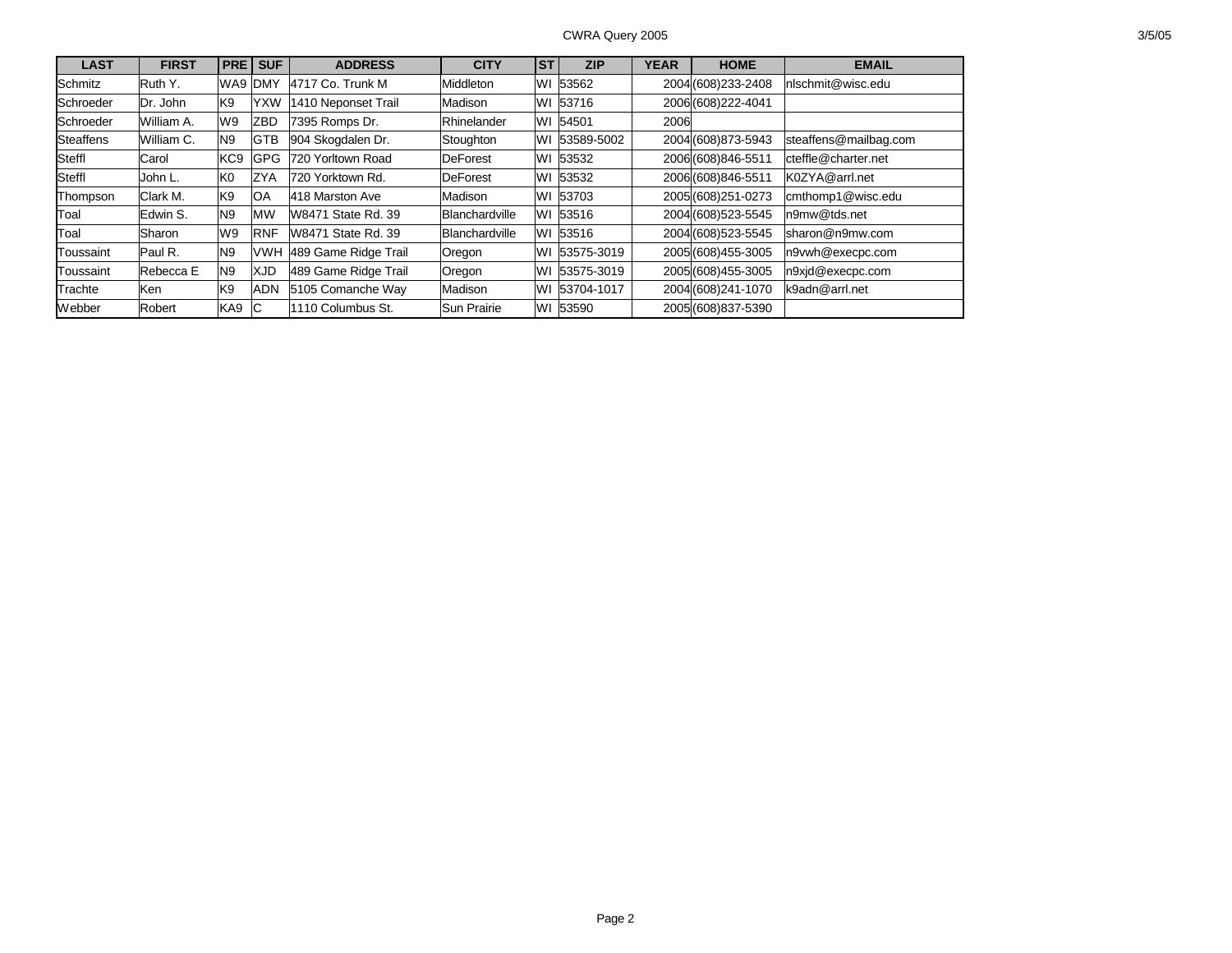| LAST | FIRST | PRE | SUF | ADDRESS | CITY | ST | ZIP | YEAR | HOME | EMAIL |
|---|---|---|---|---|---|---|---|---|---|---|
| Schmitz | Ruth Y. | WA9 | DMY | 4717 Co. Trunk M | Middleton | WI | 53562 | 2004 | (608)233-2408 | nlschmit@wisc.edu |
| Schroeder | Dr. John | K9 | YXW | 1410 Neponset Trail | Madison | WI | 53716 | 2006 | (608)222-4041 | |
| Schroeder | William A. | W9 | ZBD | 7395 Romps Dr. | Rhinelander | WI | 54501 | 2006 | | |
| Steaffens | William C. | N9 | GTB | 904 Skogdalen Dr. | Stoughton | WI | 53589-5002 | 2004 | (608)873-5943 | steaffens@mailbag.com |
| Steffl | Carol | KC9 | GPG | 720 Yorltown Road | DeForest | WI | 53532 | 2006 | (608)846-5511 | cteffle@charter.net |
| Steffl | John L. | K0 | ZYA | 720 Yorktown Rd. | DeForest | WI | 53532 | 2006 | (608)846-5511 | K0ZYA@arrl.net |
| Thompson | Clark M. | K9 | OA | 418 Marston Ave | Madison | WI | 53703 | 2005 | (608)251-0273 | cmthomp1@wisc.edu |
| Toal | Edwin S. | N9 | MW | W8471 State Rd. 39 | Blanchardville | WI | 53516 | 2004 | (608)523-5545 | n9mw@tds.net |
| Toal | Sharon | W9 | RNF | W8471 State Rd. 39 | Blanchardville | WI | 53516 | 2004 | (608)523-5545 | sharon@n9mw.com |
| Toussaint | Paul R. | N9 | VWH | 489 Game Ridge Trail | Oregon | WI | 53575-3019 | 2005 | (608)455-3005 | n9vwh@execpc.com |
| Toussaint | Rebecca E | N9 | XJD | 489 Game Ridge Trail | Oregon | WI | 53575-3019 | 2005 | (608)455-3005 | n9xjd@execpc.com |
| Trachte | Ken | K9 | ADN | 5105 Comanche Way | Madison | WI | 53704-1017 | 2004 | (608)241-1070 | k9adn@arrl.net |
| Webber | Robert | KA9 | C | 1110 Columbus St. | Sun Prairie | WI | 53590 | 2005 | (608)837-5390 | |